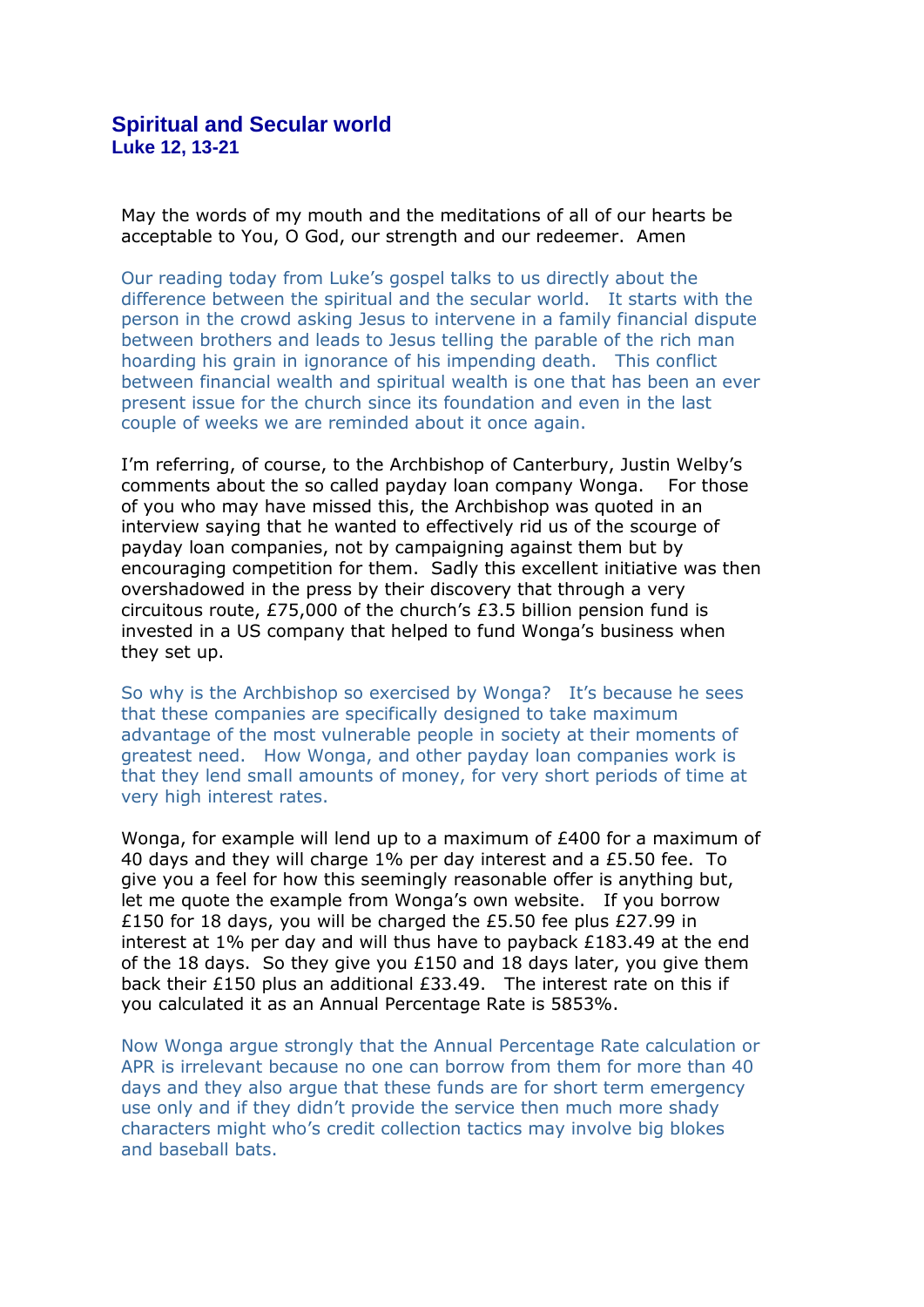# Spiritual and Secular world

### Luke 12, 13-21

May the words of my mouth and the meditations of all of our hearts be acceptable to You, O God, our strength and our redeemer. Amen

Our reading today from Luke's gospel talks to us directly about the difference between the spiritual and the secular world. It starts with the person in the crowd asking Jesus to intervene in a family financial dispute between brothers and leads to Jesus telling the parable of the rich man hoarding his grain in ignorance of his impending death. This conflict between financial wealth and spiritual wealth is one that has been an ever present issue for the church since its foundation and even in the last couple of weeks we are reminded about it once again.

I'm referring, of course, to the Archbishop of Canterbury, Justin Welby's comments about the so called payday loan company Wonga. For those of you who may have missed this, the Archbishop was quoted in an interview saying that he wanted to effectively rid us of the scourge of payday loan companies, not by campaigning against them but by encouraging competition for them. Sadly this excellent initiative was then overshadowed in the press by their discovery that through a very circuitous route, £75,000 of the church's £3.5 billion pension fund is invested in a US company that helped to fund Wonga's business when they set up.

So why is the Archbishop so exercised by Wonga? It's because he sees that these companies are specifically designed to take maximum advantage of the most vulnerable people in society at their moments of greatest need. How Wonga, and other payday loan companies work is that they lend small amounts of money, for very short periods of time at very high interest rates.

Wonga, for example will lend up to a maximum of £400 for a maximum of 40 days and they will charge 1% per day interest and a £5.50 fee. To give you a feel for how this seemingly reasonable offer is anything but, let me quote the example from Wonga's own website. If you borrow £150 for 18 days, you will be charged the £5.50 fee plus £27.99 in interest at 1% per day and will thus have to payback £183.49 at the end of the 18 days. So they give you £150 and 18 days later, you give them back their £150 plus an additional £33.49. The interest rate on this if you calculated it as an Annual Percentage Rate is 5853%.

Now Wonga argue strongly that the Annual Percentage Rate calculation or APR is irrelevant because no one can borrow from them for more than 40 days and they also argue that these funds are for short term emergency use only and if they didn't provide the service then much more shady characters might who's credit collection tactics may involve big blokes and baseball bats.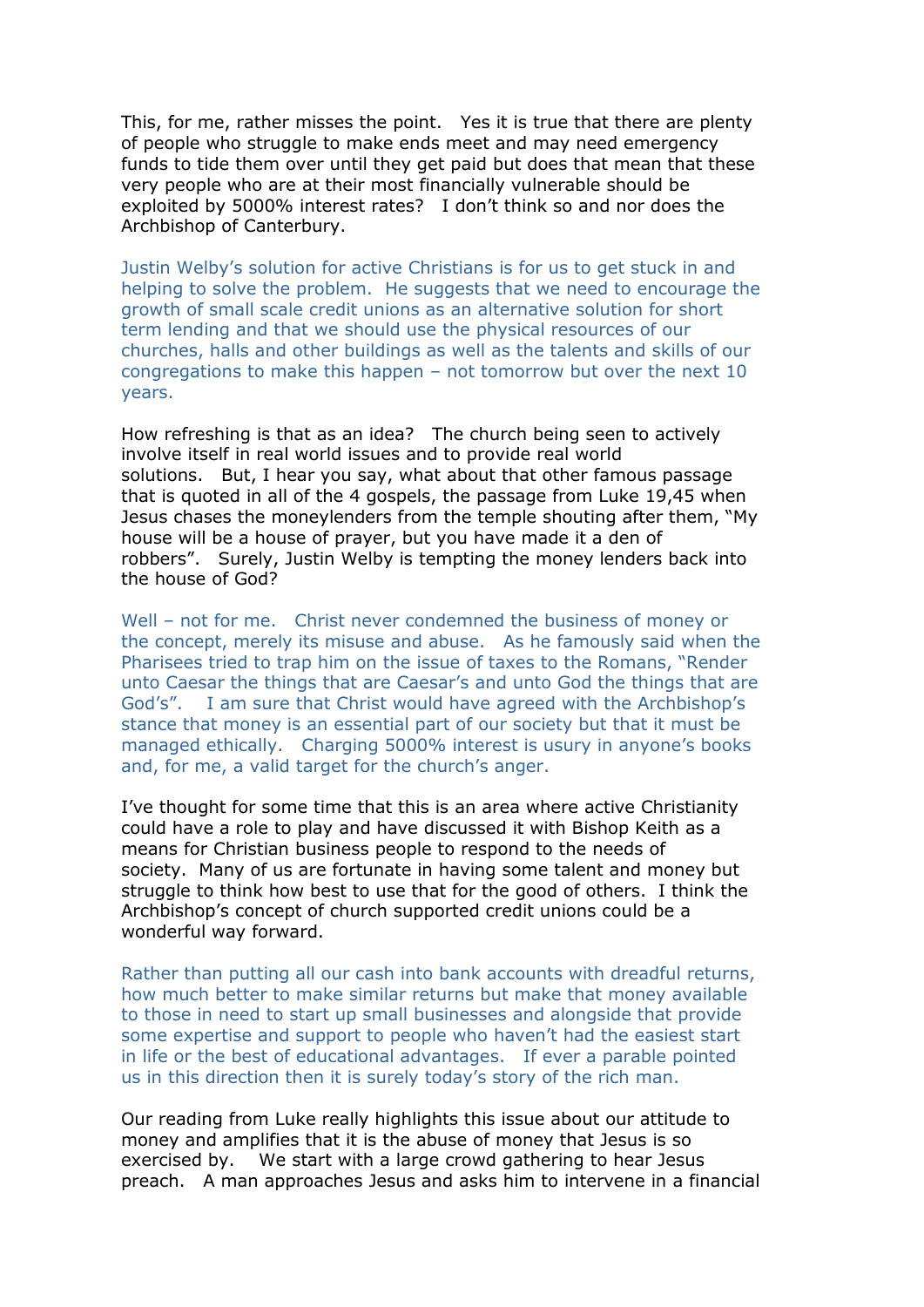This, for me, rather misses the point. Yes it is true that there are plenty of people who struggle to make ends meet and may need emergency funds to tide them over until they get paid but does that mean that these very people who are at their most financially vulnerable should be exploited by 5000% interest rates? I don't think so and nor does the Archbishop of Canterbury.

Justin Welby's solution for active Christians is for us to get stuck in and helping to solve the problem. He suggests that we need to encourage the growth of small scale credit unions as an alternative solution for short term lending and that we should use the physical resources of our churches, halls and other buildings as well as the talents and skills of our congregations to make this happen – not tomorrow but over the next 10 years.

How refreshing is that as an idea? The church being seen to actively involve itself in real world issues and to provide real world solutions. But, I hear you say, what about that other famous passage that is quoted in all of the 4 gospels, the passage from Luke 19,45 when Jesus chases the moneylenders from the temple shouting after them, "My house will be a house of prayer, but you have made it a den of robbers". Surely, Justin Welby is tempting the money lenders back into the house of God?

Well – not for me. Christ never condemned the business of money or the concept, merely its misuse and abuse. As he famously said when the Pharisees tried to trap him on the issue of taxes to the Romans, "Render unto Caesar the things that are Caesar's and unto God the things that are God's". I am sure that Christ would have agreed with the Archbishop's stance that money is an essential part of our society but that it must be managed ethically. Charging 5000% interest is usury in anyone's books and, for me, a valid target for the church's anger.

I've thought for some time that this is an area where active Christianity could have a role to play and have discussed it with Bishop Keith as a means for Christian business people to respond to the needs of society. Many of us are fortunate in having some talent and money but struggle to think how best to use that for the good of others. I think the Archbishop's concept of church supported credit unions could be a wonderful way forward.

Rather than putting all our cash into bank accounts with dreadful returns, how much better to make similar returns but make that money available to those in need to start up small businesses and alongside that provide some expertise and support to people who haven't had the easiest start in life or the best of educational advantages. If ever a parable pointed us in this direction then it is surely today's story of the rich man.

Our reading from Luke really highlights this issue about our attitude to money and amplifies that it is the abuse of money that Jesus is so exercised by. We start with a large crowd gathering to hear Jesus preach. A man approaches Jesus and asks him to intervene in a financial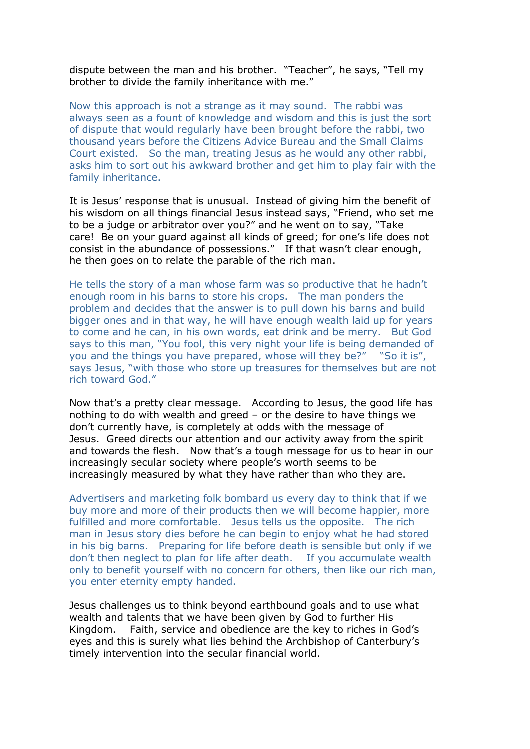dispute between the man and his brother. "Teacher", he says, "Tell my brother to divide the family inheritance with me."

Now this approach is not a strange as it may sound. The rabbi was always seen as a fount of knowledge and wisdom and this is just the sort of dispute that would regularly have been brought before the rabbi, two thousand years before the Citizens Advice Bureau and the Small Claims Court existed. So the man, treating Jesus as he would any other rabbi, asks him to sort out his awkward brother and get him to play fair with the family inheritance.

It is Jesus' response that is unusual. Instead of giving him the benefit of his wisdom on all things financial Jesus instead says, "Friend, who set me to be a judge or arbitrator over you?" and he went on to say, "Take care! Be on your guard against all kinds of greed; for one's life does not consist in the abundance of possessions." If that wasn't clear enough, he then goes on to relate the parable of the rich man.

He tells the story of a man whose farm was so productive that he hadn't enough room in his barns to store his crops. The man ponders the problem and decides that the answer is to pull down his barns and build bigger ones and in that way, he will have enough wealth laid up for years to come and he can, in his own words, eat drink and be merry. But God says to this man, "You fool, this very night your life is being demanded of you and the things you have prepared, whose will they be?" "So it is", says Jesus, "with those who store up treasures for themselves but are not rich toward God."

Now that's a pretty clear message. According to Jesus, the good life has nothing to do with wealth and greed – or the desire to have things we don't currently have, is completely at odds with the message of Jesus. Greed directs our attention and our activity away from the spirit and towards the flesh. Now that's a tough message for us to hear in our increasingly secular society where people's worth seems to be increasingly measured by what they have rather than who they are.

Advertisers and marketing folk bombard us every day to think that if we buy more and more of their products then we will become happier, more fulfilled and more comfortable. Jesus tells us the opposite. The rich man in Jesus story dies before he can begin to enjoy what he had stored in his big barns. Preparing for life before death is sensible but only if we don't then neglect to plan for life after death. If you accumulate wealth only to benefit yourself with no concern for others, then like our rich man, you enter eternity empty handed.

Jesus challenges us to think beyond earthbound goals and to use what wealth and talents that we have been given by God to further His Kingdom. Faith, service and obedience are the key to riches in God's eyes and this is surely what lies behind the Archbishop of Canterbury's timely intervention into the secular financial world.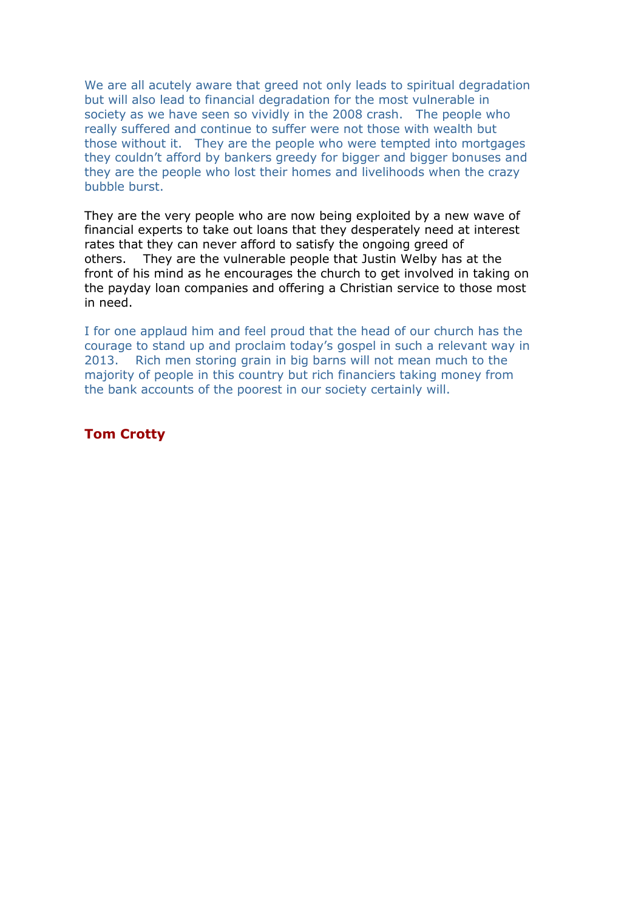We are all acutely aware that greed not only leads to spiritual degradation but will also lead to financial degradation for the most vulnerable in society as we have seen so vividly in the 2008 crash. The people who really suffered and continue to suffer were not those with wealth but those without it. They are the people who were tempted into mortgages they couldn't afford by bankers greedy for bigger and bigger bonuses and they are the people who lost their homes and livelihoods when the crazy bubble burst.

They are the very people who are now being exploited by a new wave of financial experts to take out loans that they desperately need at interest rates that they can never afford to satisfy the ongoing greed of others. They are the vulnerable people that Justin Welby has at the front of his mind as he encourages the church to get involved in taking on the payday loan companies and offering a Christian service to those most in need.

I for one applaud him and feel proud that the head of our church has the courage to stand up and proclaim today's gospel in such a relevant way in 2013. Rich men storing grain in big barns will not mean much to the majority of people in this country but rich financiers taking money from the bank accounts of the poorest in our society certainly will.

**Tom Crotty**